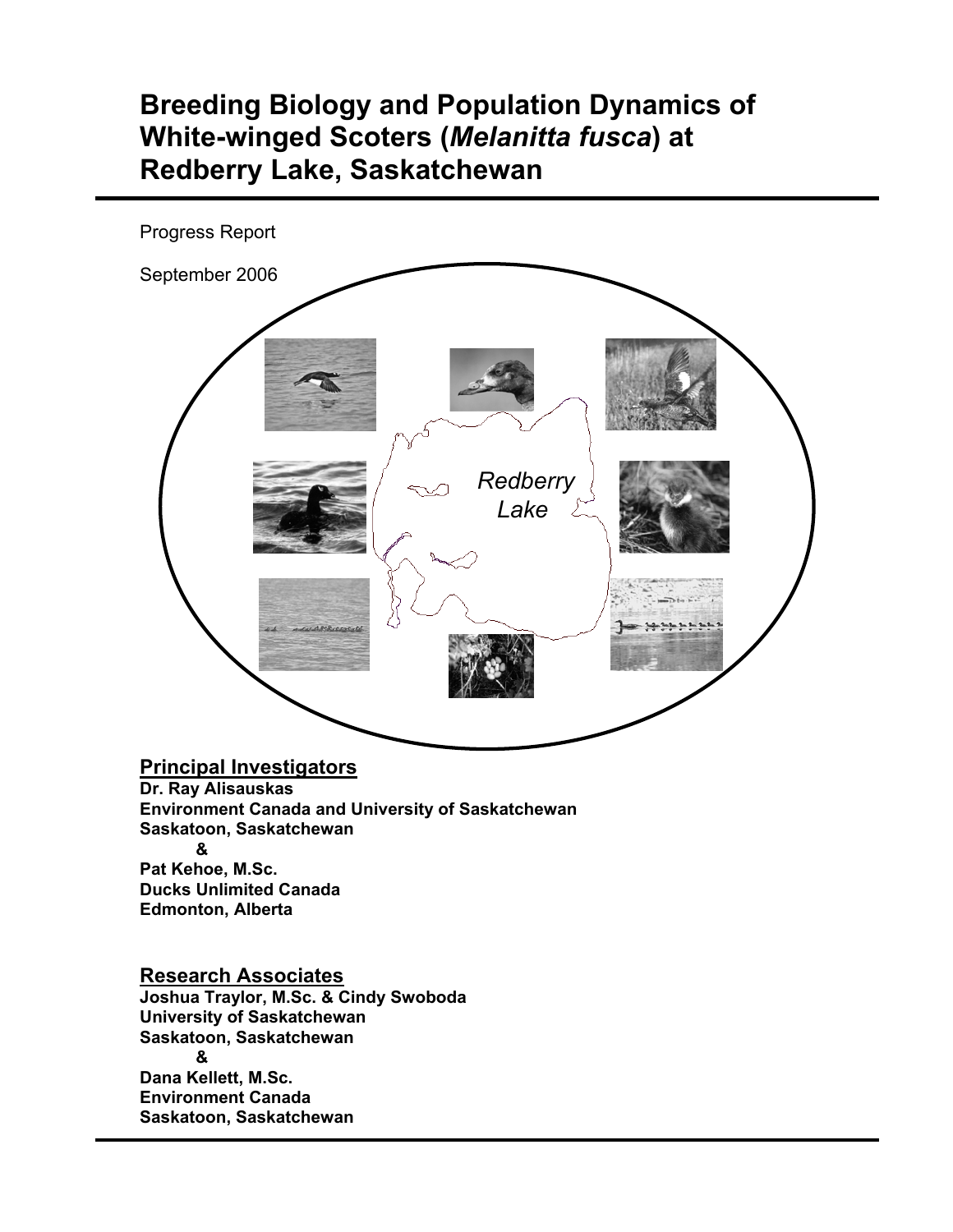# Breeding Biology and Population Dynamics of White-winged Scoters (*Melanitta fusca*) at Redberry Lake, Saskatchewan

Progress Report

September 2006

*Redberry Lake*

## Principal Investigators

**Dr. Ray Alisauskas**
**Environment Canada and University of Saskatchewan**
**Saskatoon, Saskatchewan**
**&**
**Pat Kehoe, M.Sc.**
**Ducks Unlimited Canada**
**Edmonton, Alberta**

## Research Associates

**Joshua Traylor, M.Sc. & Cindy Swoboda**
**University of Saskatchewan**
**Saskatoon, Saskatchewan**
**&**
**Dana Kellett, M.Sc.**
**Environment Canada**
**Saskatoon, Saskatchewan**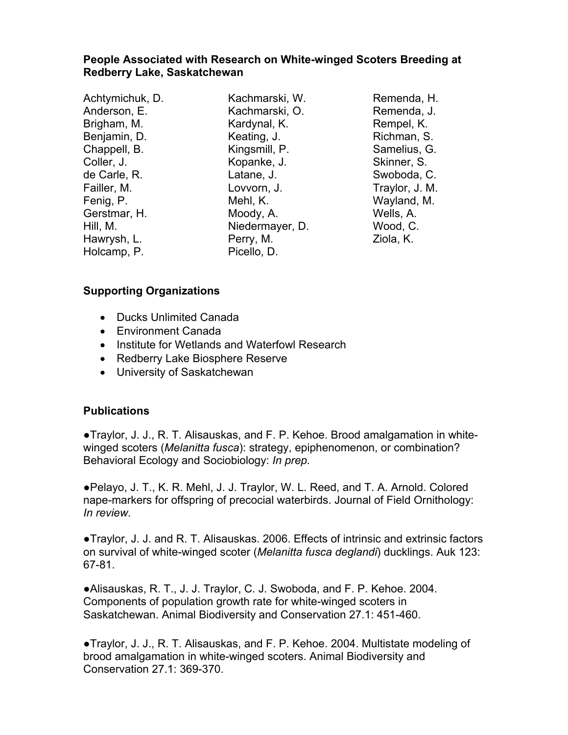**People Associated with Research on White-winged Scoters Breeding at Redberry Lake, Saskatchewan**

Achtymichuk, D.
Anderson, E.
Brigham, M.
Benjamin, D.
Chappell, B.
Coller, J.
de Carle, R.
Failler, M.
Fenig, P.
Gerstmar, H.
Hill, M.
Hawrysh, L.
Holcamp, P.
Kachmarski, W.
Kachmarski, O.
Kardynal, K.
Keating, J.
Kingsmill, P.
Kopanke, J.
Latane, J.
Lovvorn, J.
Mehl, K.
Moody, A.
Niedermayer, D.
Perry, M.
Picello, D.
Remenda, H.
Remenda, J.
Rempel, K.
Richman, S.
Samelius, G.
Skinner, S.
Swoboda, C.
Traylor, J. M.
Wayland, M.
Wells, A.
Wood, C.
Ziola, K.

**Supporting Organizations**

- Ducks Unlimited Canada
- Environment Canada
- Institute for Wetlands and Waterfowl Research
- Redberry Lake Biosphere Reserve
- University of Saskatchewan

**Publications**

●Traylor, J. J., R. T. Alisauskas, and F. P. Kehoe. Brood amalgamation in white-winged scoters (*Melanitta fusca*): strategy, epiphenomenon, or combination? Behavioral Ecology and Sociobiology: *In prep.*

●Pelayo, J. T., K. R. Mehl, J. J. Traylor, W. L. Reed, and T. A. Arnold. Colored nape-markers for offspring of precocial waterbirds. Journal of Field Ornithology: *In review*.

●Traylor, J. J. and R. T. Alisauskas. 2006. Effects of intrinsic and extrinsic factors on survival of white-winged scoter (*Melanitta fusca deglandi*) ducklings. Auk 123: 67-81.

●Alisauskas, R. T., J. J. Traylor, C. J. Swoboda, and F. P. Kehoe. 2004. Components of population growth rate for white-winged scoters in Saskatchewan. Animal Biodiversity and Conservation 27.1: 451-460.

●Traylor, J. J., R. T. Alisauskas, and F. P. Kehoe. 2004. Multistate modeling of brood amalgamation in white-winged scoters. Animal Biodiversity and Conservation 27.1: 369-370.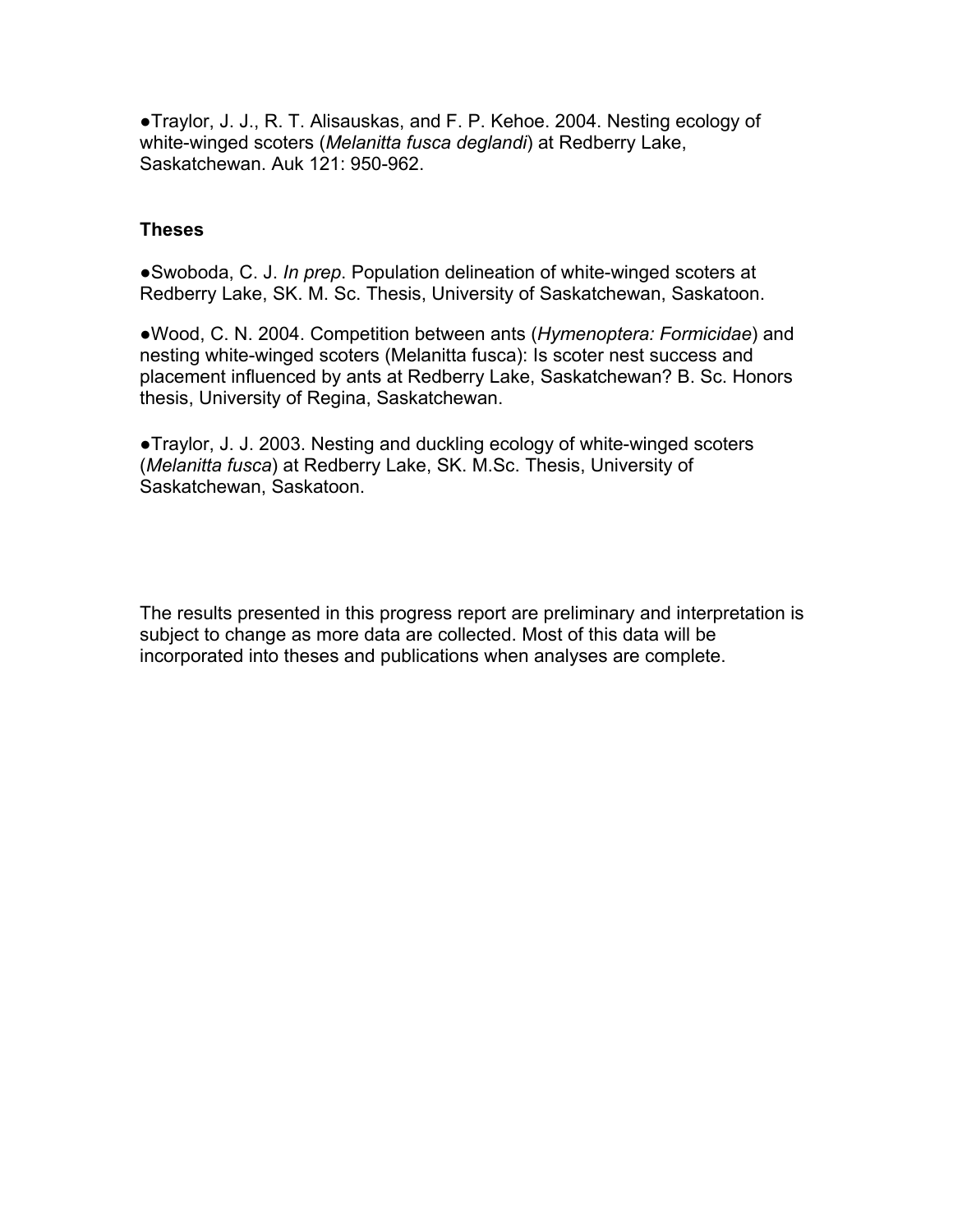●Traylor, J. J., R. T. Alisauskas, and F. P. Kehoe. 2004. Nesting ecology of white-winged scoters (*Melanitta fusca deglandi*) at Redberry Lake, Saskatchewan. Auk 121: 950-962.

**Theses**

●Swoboda, C. J. *In prep*. Population delineation of white-winged scoters at Redberry Lake, SK. M. Sc. Thesis, University of Saskatchewan, Saskatoon.

●Wood, C. N. 2004. Competition between ants (*Hymenoptera: Formicidae*) and nesting white-winged scoters (Melanitta fusca): Is scoter nest success and placement influenced by ants at Redberry Lake, Saskatchewan? B. Sc. Honors thesis, University of Regina, Saskatchewan.

●Traylor, J. J. 2003. Nesting and duckling ecology of white-winged scoters (*Melanitta fusca*) at Redberry Lake, SK. M.Sc. Thesis, University of Saskatchewan, Saskatoon.

The results presented in this progress report are preliminary and interpretation is subject to change as more data are collected. Most of this data will be incorporated into theses and publications when analyses are complete.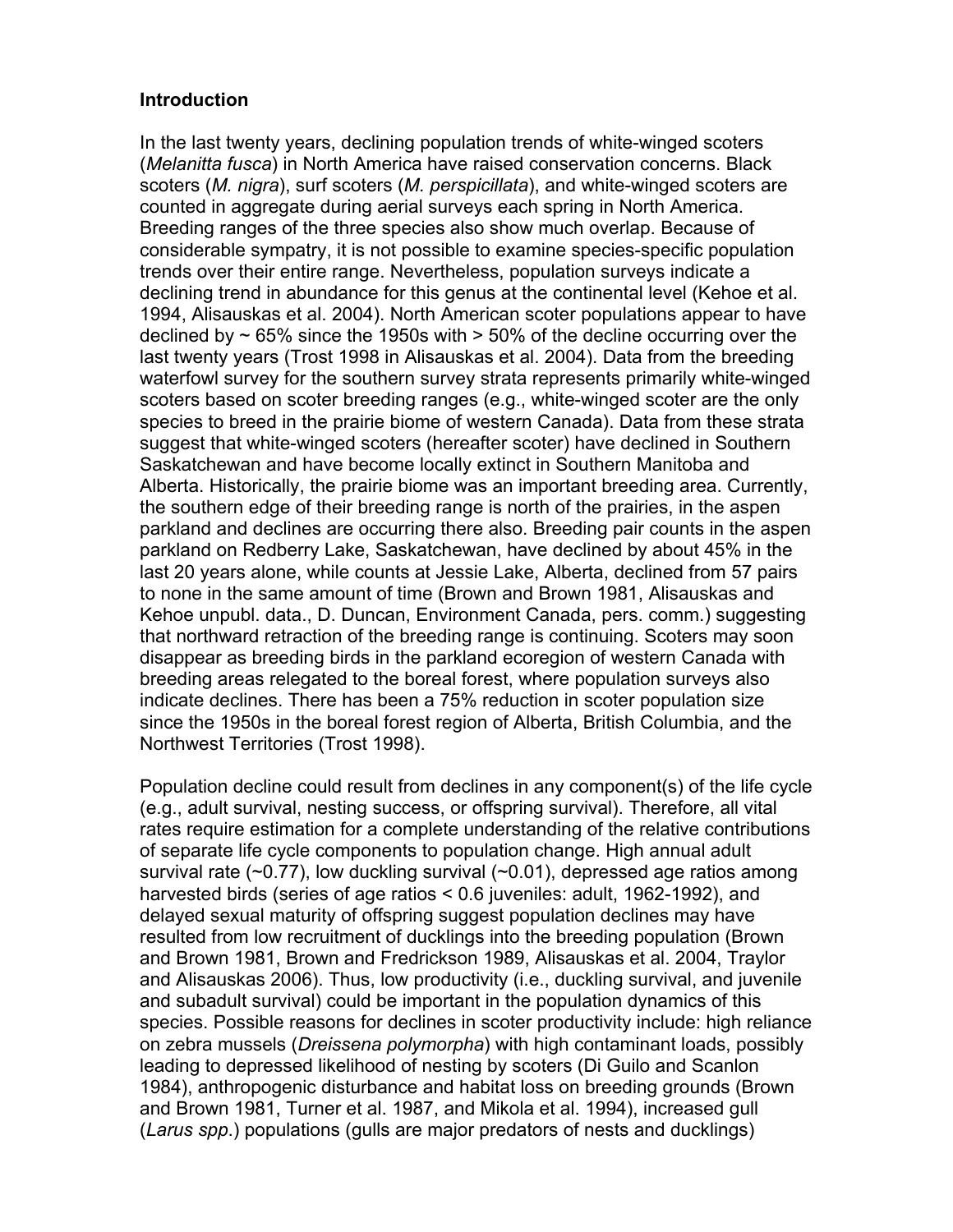**Introduction**

In the last twenty years, declining population trends of white-winged scoters (*Melanitta fusca*) in North America have raised conservation concerns. Black scoters (*M. nigra*), surf scoters (*M. perspicillata*), and white-winged scoters are counted in aggregate during aerial surveys each spring in North America. Breeding ranges of the three species also show much overlap. Because of considerable sympatry, it is not possible to examine species-specific population trends over their entire range. Nevertheless, population surveys indicate a declining trend in abundance for this genus at the continental level (Kehoe et al. 1994, Alisauskas et al. 2004). North American scoter populations appear to have declined by ~ 65% since the 1950s with > 50% of the decline occurring over the last twenty years (Trost 1998 in Alisauskas et al. 2004). Data from the breeding waterfowl survey for the southern survey strata represents primarily white-winged scoters based on scoter breeding ranges (e.g., white-winged scoter are the only species to breed in the prairie biome of western Canada). Data from these strata suggest that white-winged scoters (hereafter scoter) have declined in Southern Saskatchewan and have become locally extinct in Southern Manitoba and Alberta. Historically, the prairie biome was an important breeding area. Currently, the southern edge of their breeding range is north of the prairies, in the aspen parkland and declines are occurring there also. Breeding pair counts in the aspen parkland on Redberry Lake, Saskatchewan, have declined by about 45% in the last 20 years alone, while counts at Jessie Lake, Alberta, declined from 57 pairs to none in the same amount of time (Brown and Brown 1981, Alisauskas and Kehoe unpubl. data., D. Duncan, Environment Canada, pers. comm.) suggesting that northward retraction of the breeding range is continuing. Scoters may soon disappear as breeding birds in the parkland ecoregion of western Canada with breeding areas relegated to the boreal forest, where population surveys also indicate declines. There has been a 75% reduction in scoter population size since the 1950s in the boreal forest region of Alberta, British Columbia, and the Northwest Territories (Trost 1998).

Population decline could result from declines in any component(s) of the life cycle (e.g., adult survival, nesting success, or offspring survival). Therefore, all vital rates require estimation for a complete understanding of the relative contributions of separate life cycle components to population change. High annual adult survival rate (~0.77), low duckling survival (~0.01), depressed age ratios among harvested birds (series of age ratios < 0.6 juveniles: adult, 1962-1992), and delayed sexual maturity of offspring suggest population declines may have resulted from low recruitment of ducklings into the breeding population (Brown and Brown 1981, Brown and Fredrickson 1989, Alisauskas et al. 2004, Traylor and Alisauskas 2006). Thus, low productivity (i.e., duckling survival, and juvenile and subadult survival) could be important in the population dynamics of this species. Possible reasons for declines in scoter productivity include: high reliance on zebra mussels (*Dreissena polymorpha*) with high contaminant loads, possibly leading to depressed likelihood of nesting by scoters (Di Guilo and Scanlon 1984), anthropogenic disturbance and habitat loss on breeding grounds (Brown and Brown 1981, Turner et al. 1987, and Mikola et al. 1994), increased gull (*Larus spp*.) populations (gulls are major predators of nests and ducklings)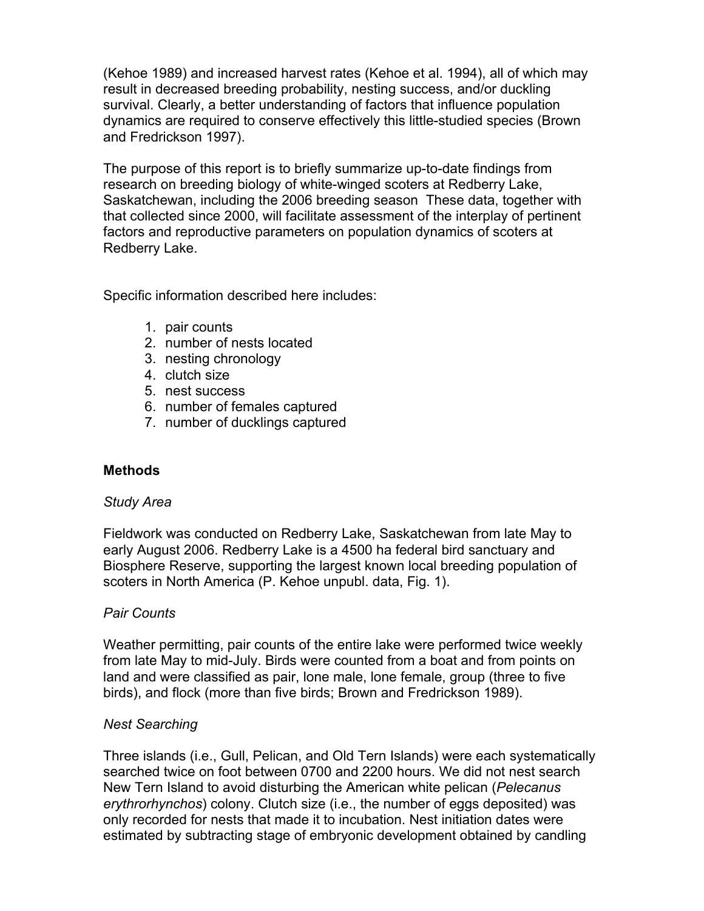(Kehoe 1989) and increased harvest rates (Kehoe et al. 1994), all of which may result in decreased breeding probability, nesting success, and/or duckling survival. Clearly, a better understanding of factors that influence population dynamics are required to conserve effectively this little-studied species (Brown and Fredrickson 1997).

The purpose of this report is to briefly summarize up-to-date findings from research on breeding biology of white-winged scoters at Redberry Lake, Saskatchewan, including the 2006 breeding season These data, together with that collected since 2000, will facilitate assessment of the interplay of pertinent factors and reproductive parameters on population dynamics of scoters at Redberry Lake.

Specific information described here includes:

1. pair counts
2. number of nests located
3. nesting chronology
4. clutch size
5. nest success
6. number of females captured
7. number of ducklings captured

## Methods

### *Study Area*

Fieldwork was conducted on Redberry Lake, Saskatchewan from late May to early August 2006. Redberry Lake is a 4500 ha federal bird sanctuary and Biosphere Reserve, supporting the largest known local breeding population of scoters in North America (P. Kehoe unpubl. data, Fig. 1).

### *Pair Counts*

Weather permitting, pair counts of the entire lake were performed twice weekly from late May to mid-July. Birds were counted from a boat and from points on land and were classified as pair, lone male, lone female, group (three to five birds), and flock (more than five birds; Brown and Fredrickson 1989).

### *Nest Searching*

Three islands (i.e., Gull, Pelican, and Old Tern Islands) were each systematically searched twice on foot between 0700 and 2200 hours. We did not nest search New Tern Island to avoid disturbing the American white pelican (*Pelecanus erythrorhynchos*) colony. Clutch size (i.e., the number of eggs deposited) was only recorded for nests that made it to incubation. Nest initiation dates were estimated by subtracting stage of embryonic development obtained by candling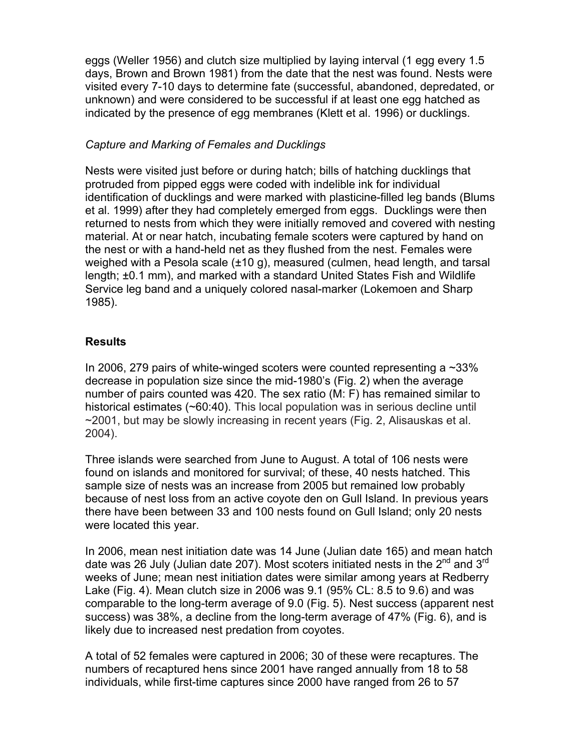eggs (Weller 1956) and clutch size multiplied by laying interval (1 egg every 1.5 days, Brown and Brown 1981) from the date that the nest was found. Nests were visited every 7-10 days to determine fate (successful, abandoned, depredated, or unknown) and were considered to be successful if at least one egg hatched as indicated by the presence of egg membranes (Klett et al. 1996) or ducklings.

*Capture and Marking of Females and Ducklings*

Nests were visited just before or during hatch; bills of hatching ducklings that protruded from pipped eggs were coded with indelible ink for individual identification of ducklings and were marked with plasticine-filled leg bands (Blums et al. 1999) after they had completely emerged from eggs. Ducklings were then returned to nests from which they were initially removed and covered with nesting material. At or near hatch, incubating female scoters were captured by hand on the nest or with a hand-held net as they flushed from the nest. Females were weighed with a Pesola scale (±10 g), measured (culmen, head length, and tarsal length; ±0.1 mm), and marked with a standard United States Fish and Wildlife Service leg band and a uniquely colored nasal-marker (Lokemoen and Sharp 1985).

## Results

In 2006, 279 pairs of white-winged scoters were counted representing a ~33% decrease in population size since the mid-1980's (Fig. 2) when the average number of pairs counted was 420. The sex ratio (M: F) has remained similar to historical estimates (~60:40). This local population was in serious decline until ~2001, but may be slowly increasing in recent years (Fig. 2, Alisauskas et al. 2004).

Three islands were searched from June to August. A total of 106 nests were found on islands and monitored for survival; of these, 40 nests hatched. This sample size of nests was an increase from 2005 but remained low probably because of nest loss from an active coyote den on Gull Island. In previous years there have been between 33 and 100 nests found on Gull Island; only 20 nests were located this year.

In 2006, mean nest initiation date was 14 June (Julian date 165) and mean hatch date was 26 July (Julian date 207). Most scoters initiated nests in the 2nd and 3rd weeks of June; mean nest initiation dates were similar among years at Redberry Lake (Fig. 4). Mean clutch size in 2006 was 9.1 (95% CL: 8.5 to 9.6) and was comparable to the long-term average of 9.0 (Fig. 5). Nest success (apparent nest success) was 38%, a decline from the long-term average of 47% (Fig. 6), and is likely due to increased nest predation from coyotes.

A total of 52 females were captured in 2006; 30 of these were recaptures. The numbers of recaptured hens since 2001 have ranged annually from 18 to 58 individuals, while first-time captures since 2000 have ranged from 26 to 57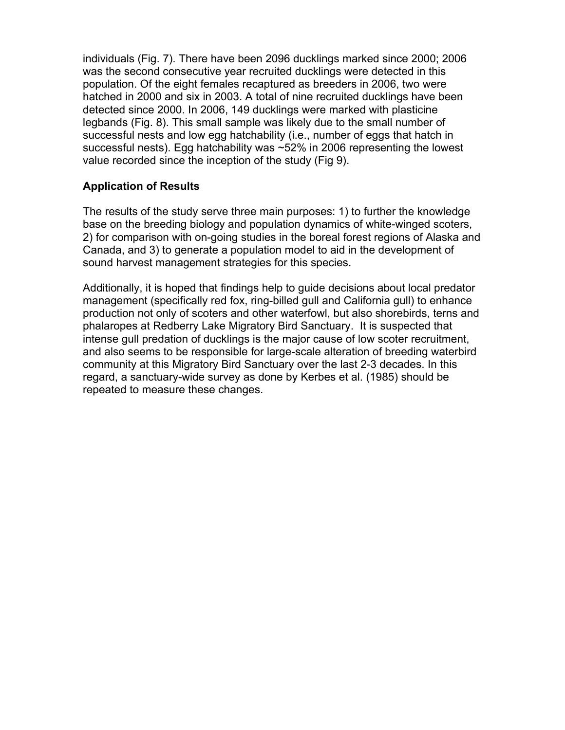individuals (Fig. 7). There have been 2096 ducklings marked since 2000; 2006 was the second consecutive year recruited ducklings were detected in this population. Of the eight females recaptured as breeders in 2006, two were hatched in 2000 and six in 2003. A total of nine recruited ducklings have been detected since 2000. In 2006, 149 ducklings were marked with plasticine legbands (Fig. 8). This small sample was likely due to the small number of successful nests and low egg hatchability (i.e., number of eggs that hatch in successful nests). Egg hatchability was ~52% in 2006 representing the lowest value recorded since the inception of the study (Fig 9).

**Application of Results**

The results of the study serve three main purposes: 1) to further the knowledge base on the breeding biology and population dynamics of white-winged scoters, 2) for comparison with on-going studies in the boreal forest regions of Alaska and Canada, and 3) to generate a population model to aid in the development of sound harvest management strategies for this species.

Additionally, it is hoped that findings help to guide decisions about local predator management (specifically red fox, ring-billed gull and California gull) to enhance production not only of scoters and other waterfowl, but also shorebirds, terns and phalaropes at Redberry Lake Migratory Bird Sanctuary. It is suspected that intense gull predation of ducklings is the major cause of low scoter recruitment, and also seems to be responsible for large-scale alteration of breeding waterbird community at this Migratory Bird Sanctuary over the last 2-3 decades. In this regard, a sanctuary-wide survey as done by Kerbes et al. (1985) should be repeated to measure these changes.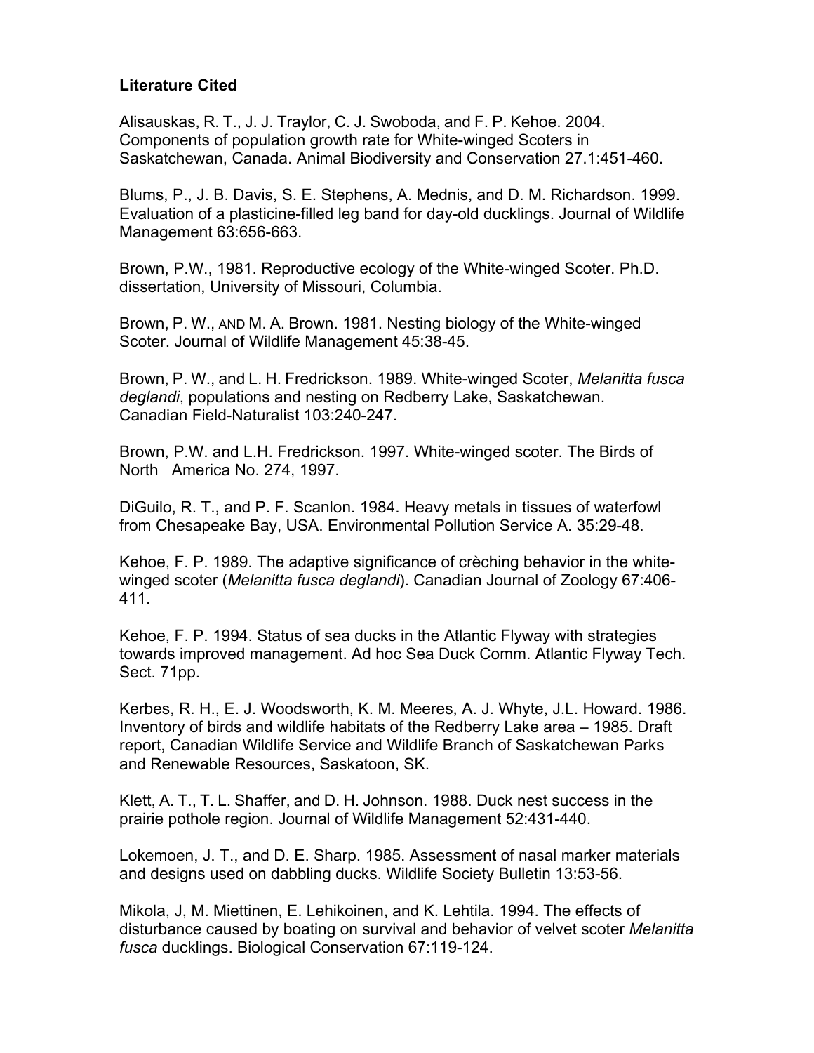**Literature Cited**

Alisauskas, R. T., J. J. Traylor, C. J. Swoboda, and F. P. Kehoe. 2004. Components of population growth rate for White-winged Scoters in Saskatchewan, Canada. Animal Biodiversity and Conservation 27.1:451-460.

Blums, P., J. B. Davis, S. E. Stephens, A. Mednis, and D. M. Richardson. 1999. Evaluation of a plasticine-filled leg band for day-old ducklings. Journal of Wildlife Management 63:656-663.

Brown, P.W., 1981. Reproductive ecology of the White-winged Scoter. Ph.D. dissertation, University of Missouri, Columbia.

Brown, P. W., AND M. A. Brown. 1981. Nesting biology of the White-winged Scoter. Journal of Wildlife Management 45:38-45.

Brown, P. W., and L. H. Fredrickson. 1989. White-winged Scoter, *Melanitta fusca deglandi*, populations and nesting on Redberry Lake, Saskatchewan. Canadian Field-Naturalist 103:240-247.

Brown, P.W. and L.H. Fredrickson. 1997. White-winged scoter. The Birds of North America No. 274, 1997.

DiGuilo, R. T., and P. F. Scanlon. 1984. Heavy metals in tissues of waterfowl from Chesapeake Bay, USA. Environmental Pollution Service A. 35:29-48.

Kehoe, F. P. 1989. The adaptive significance of crèching behavior in the white-winged scoter (*Melanitta fusca deglandi*). Canadian Journal of Zoology 67:406-411.

Kehoe, F. P. 1994. Status of sea ducks in the Atlantic Flyway with strategies towards improved management. Ad hoc Sea Duck Comm. Atlantic Flyway Tech. Sect. 71pp.

Kerbes, R. H., E. J. Woodsworth, K. M. Meeres, A. J. Whyte, J.L. Howard. 1986. Inventory of birds and wildlife habitats of the Redberry Lake area – 1985. Draft report, Canadian Wildlife Service and Wildlife Branch of Saskatchewan Parks and Renewable Resources, Saskatoon, SK.

Klett, A. T., T. L. Shaffer, and D. H. Johnson. 1988. Duck nest success in the prairie pothole region. Journal of Wildlife Management 52:431-440.

Lokemoen, J. T., and D. E. Sharp. 1985. Assessment of nasal marker materials and designs used on dabbling ducks. Wildlife Society Bulletin 13:53-56.

Mikola, J, M. Miettinen, E. Lehikoinen, and K. Lehtila. 1994. The effects of disturbance caused by boating on survival and behavior of velvet scoter *Melanitta fusca* ducklings. Biological Conservation 67:119-124.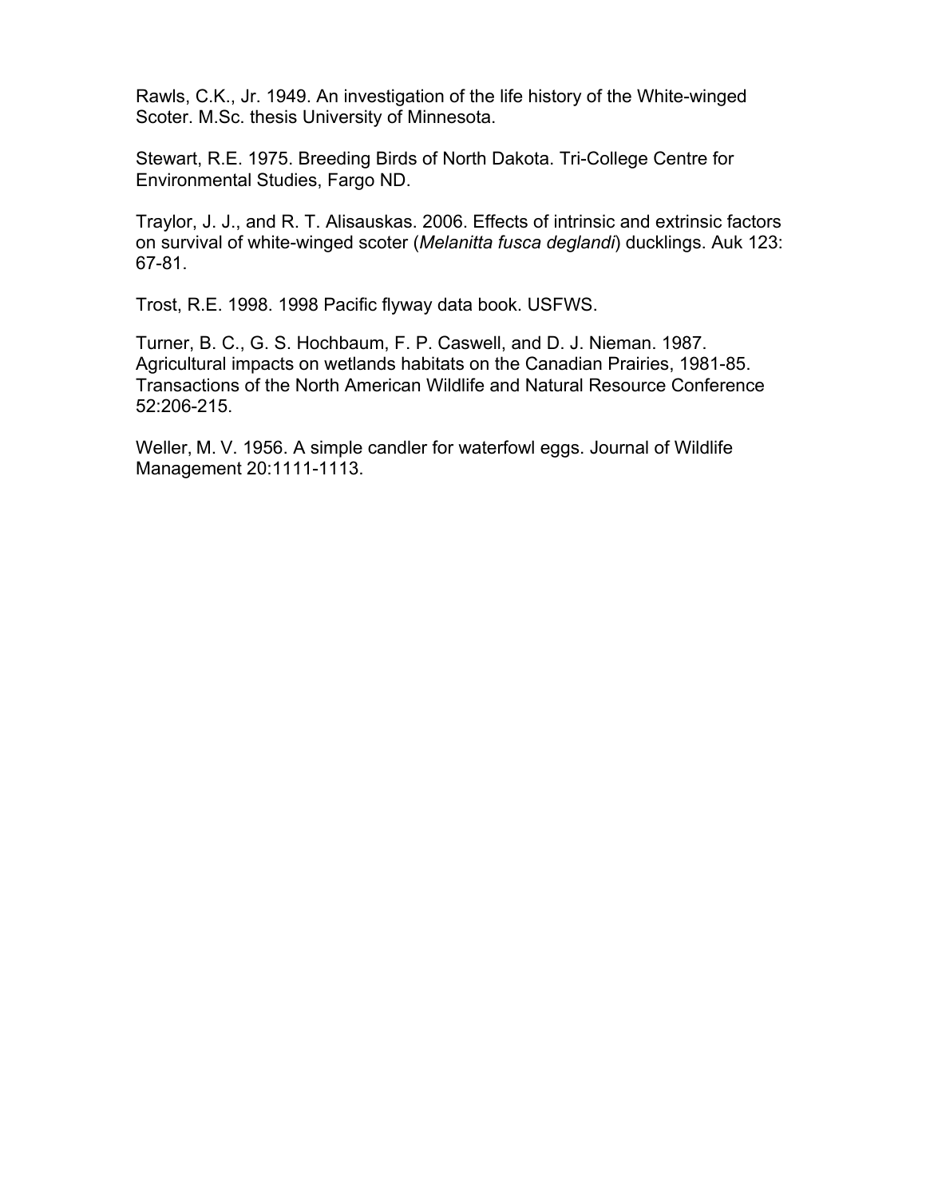Rawls, C.K., Jr. 1949. An investigation of the life history of the White-winged Scoter. M.Sc. thesis University of Minnesota.

Stewart, R.E. 1975. Breeding Birds of North Dakota. Tri-College Centre for Environmental Studies, Fargo ND.

Traylor, J. J., and R. T. Alisauskas. 2006. Effects of intrinsic and extrinsic factors on survival of white-winged scoter (*Melanitta fusca deglandi*) ducklings. Auk 123: 67-81.

Trost, R.E. 1998. 1998 Pacific flyway data book. USFWS.

Turner, B. C., G. S. Hochbaum, F. P. Caswell, and D. J. Nieman. 1987. Agricultural impacts on wetlands habitats on the Canadian Prairies, 1981-85. Transactions of the North American Wildlife and Natural Resource Conference 52:206-215.

Weller, M. V. 1956. A simple candler for waterfowl eggs. Journal of Wildlife Management 20:1111-1113.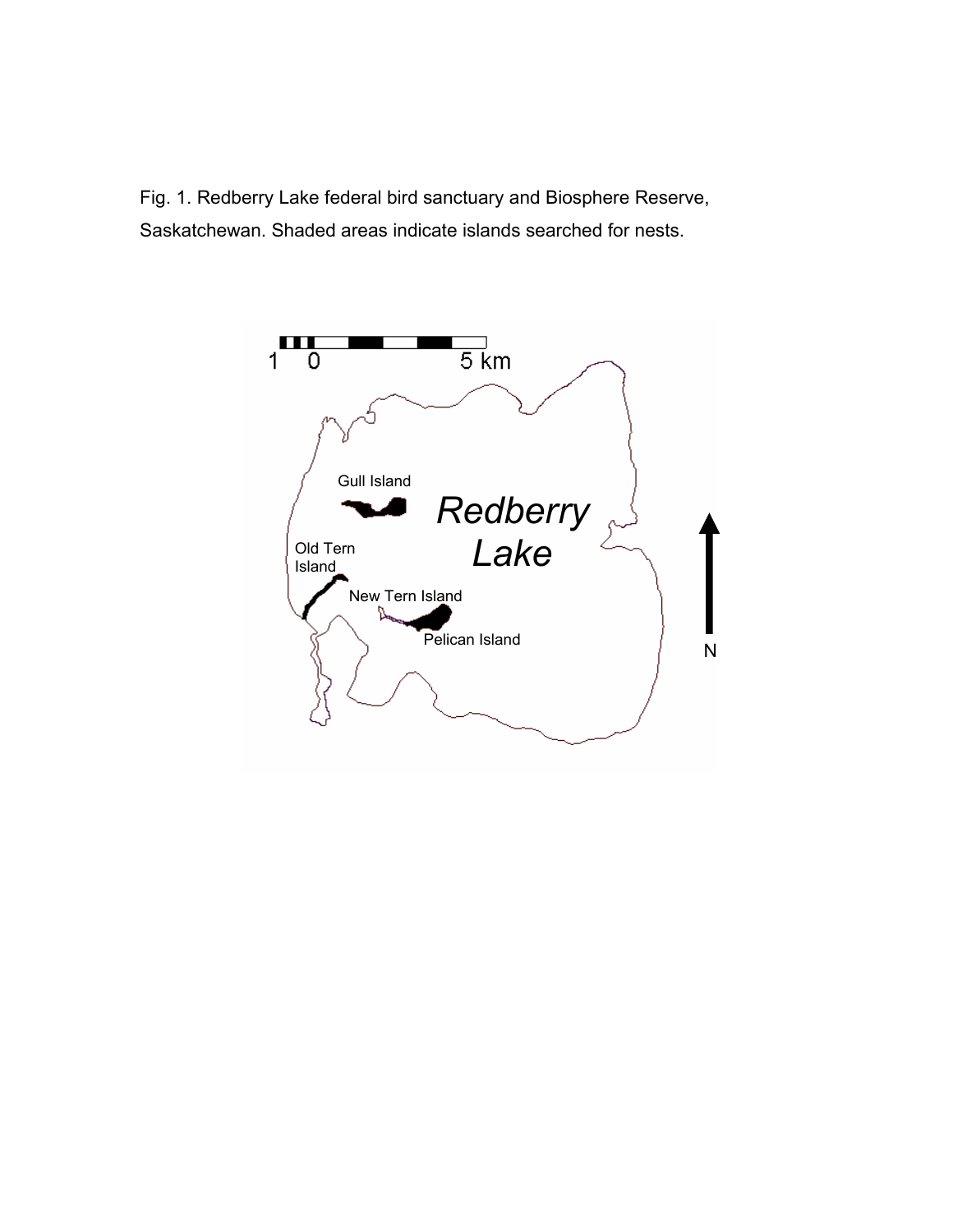Fig. 1. Redberry Lake federal bird sanctuary and Biosphere Reserve, Saskatchewan. Shaded areas indicate islands searched for nests.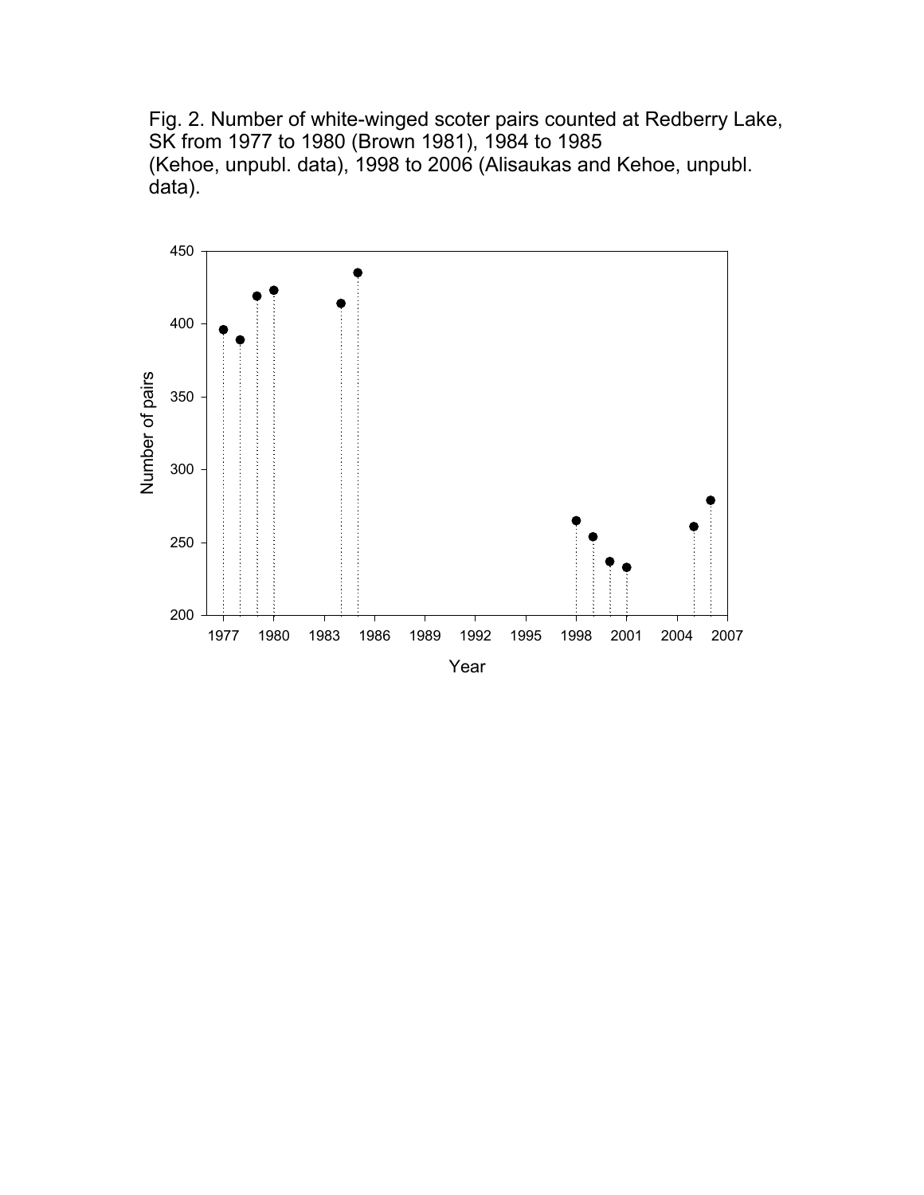Fig. 2. Number of white-winged scoter pairs counted at Redberry Lake, SK from 1977 to 1980 (Brown 1981), 1984 to 1985 (Kehoe, unpubl. data), 1998 to 2006 (Alisaukas and Kehoe, unpubl. data).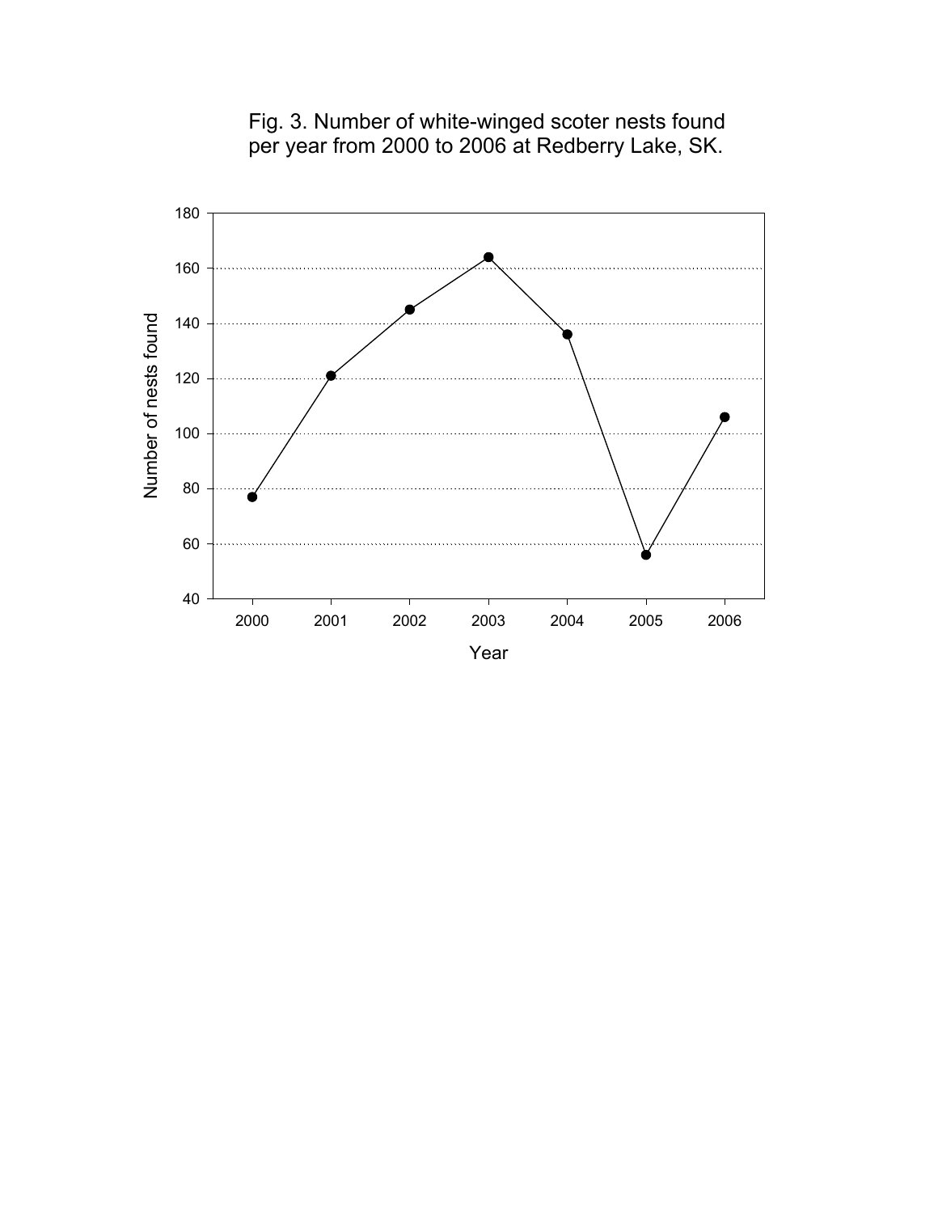Fig. 3. Number of white-winged scoter nests found per year from 2000 to 2006 at Redberry Lake, SK.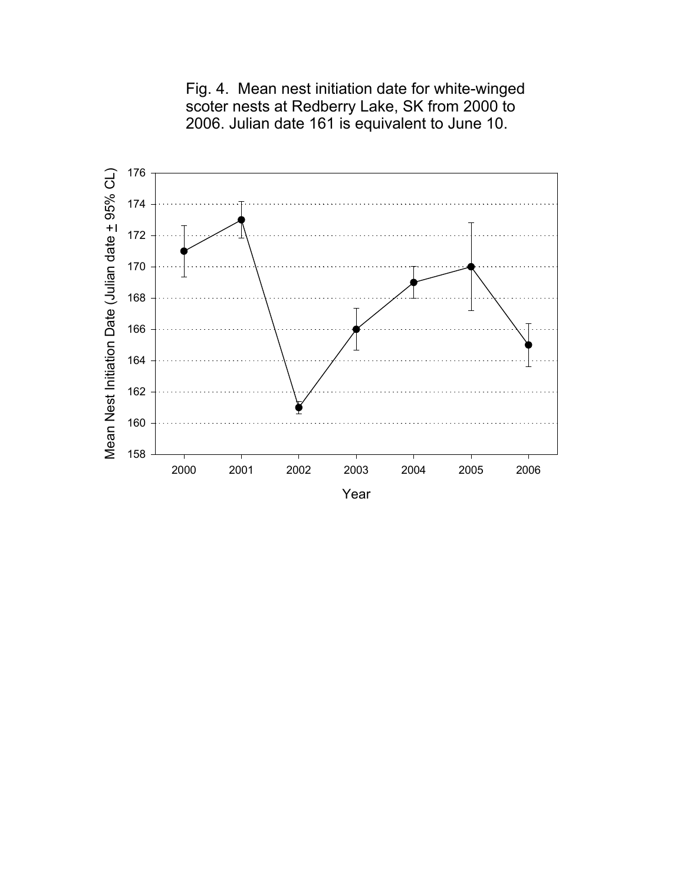Fig. 4. Mean nest initiation date for white-winged scoter nests at Redberry Lake, SK from 2000 to 2006. Julian date 161 is equivalent to June 10.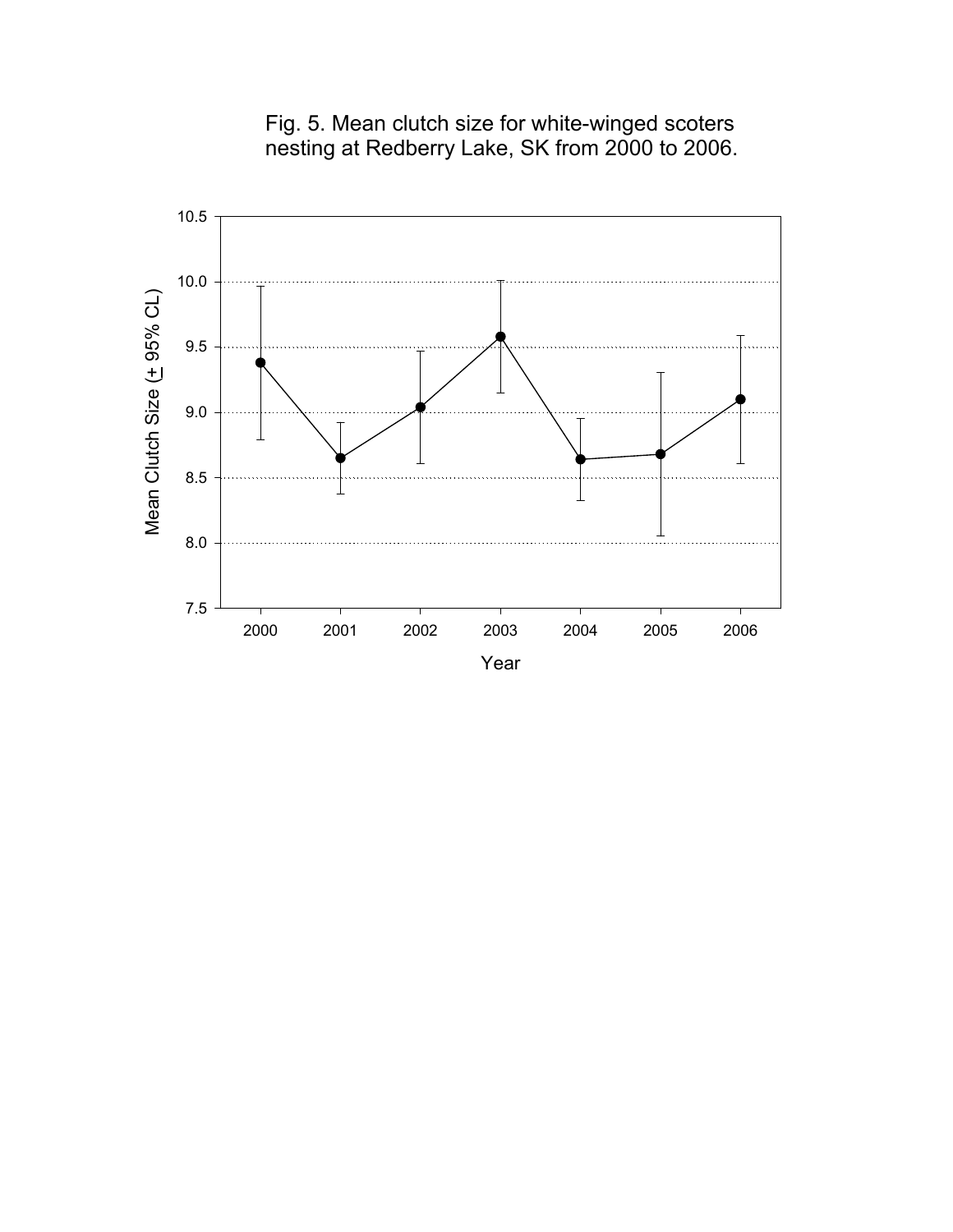Fig. 5. Mean clutch size for white-winged scoters nesting at Redberry Lake, SK from 2000 to 2006.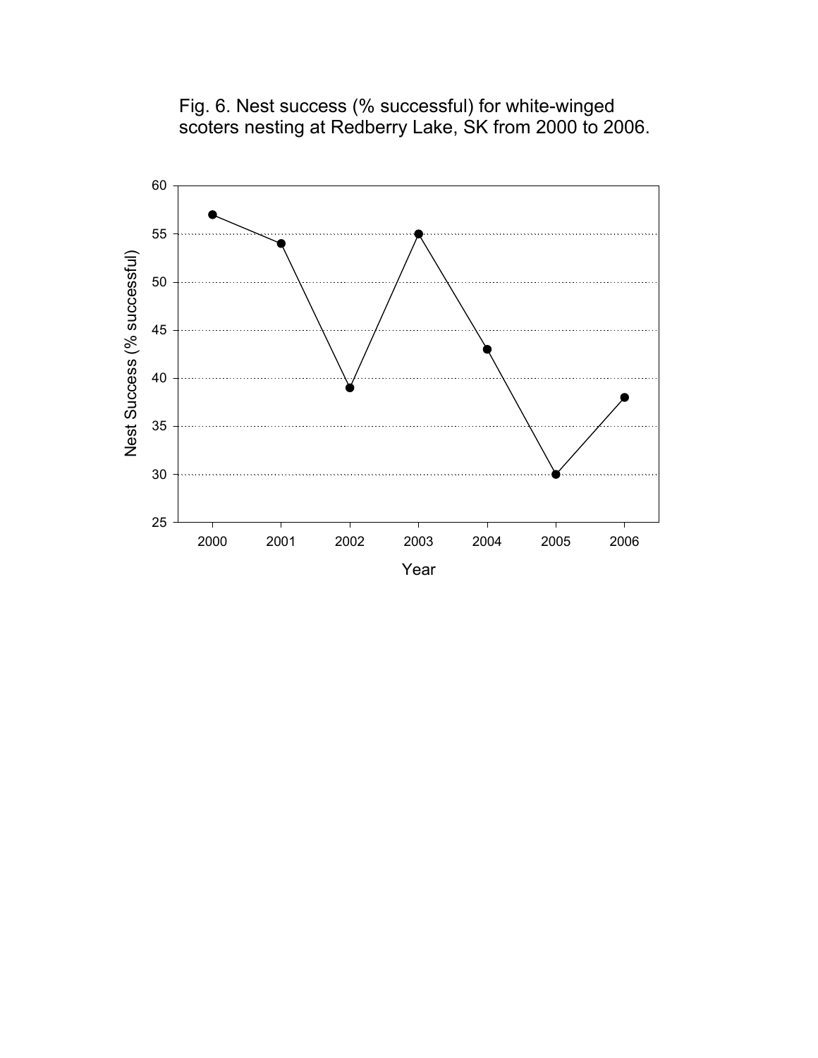Fig. 6. Nest success (% successful) for white-winged scoters nesting at Redberry Lake, SK from 2000 to 2006.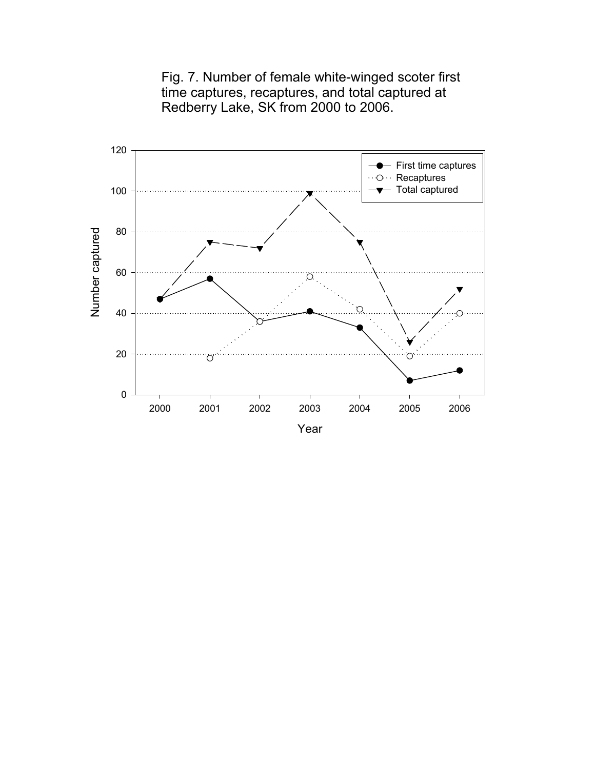Fig. 7. Number of female white-winged scoter first time captures, recaptures, and total captured at Redberry Lake, SK from 2000 to 2006.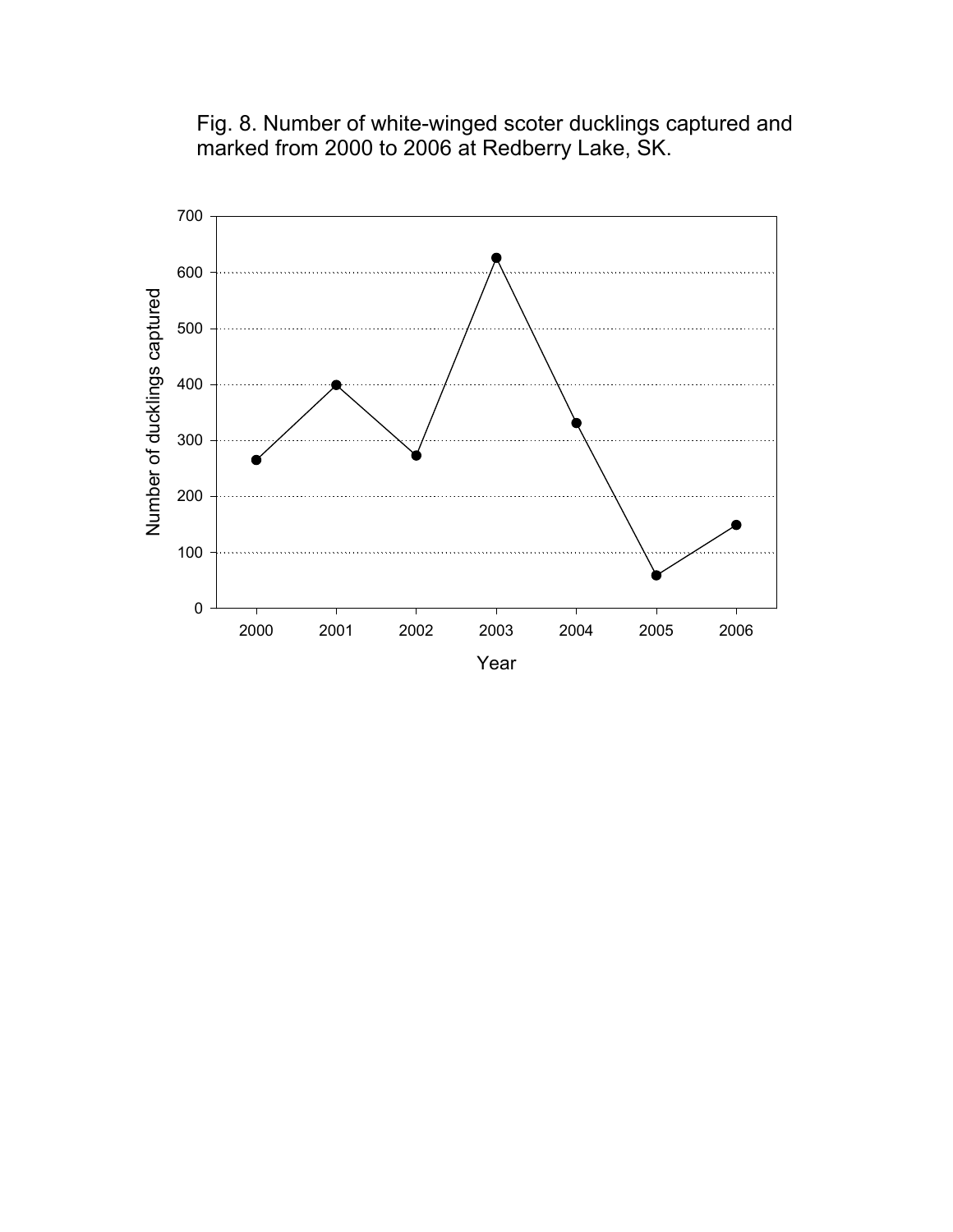Fig. 8. Number of white-winged scoter ducklings captured and marked from 2000 to 2006 at Redberry Lake, SK.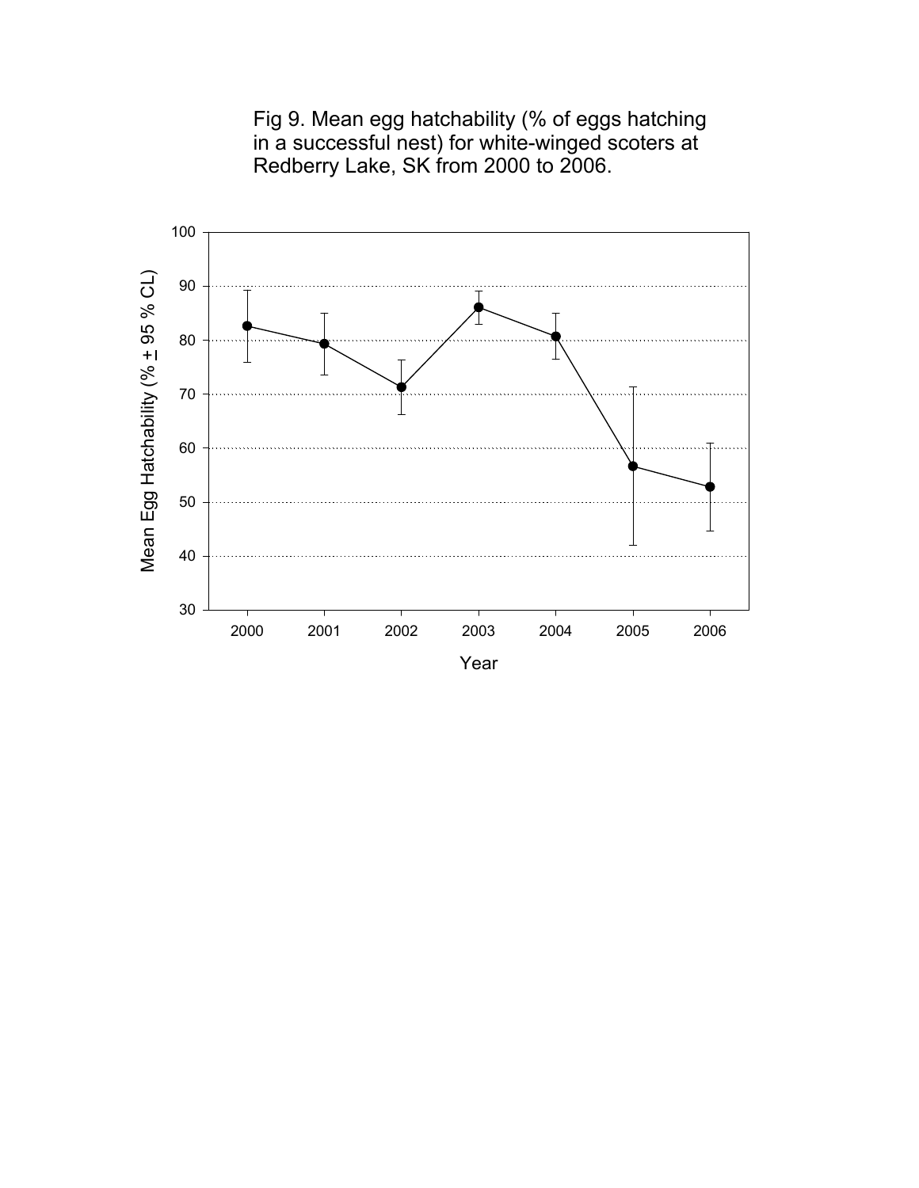Fig 9. Mean egg hatchability (% of eggs hatching in a successful nest) for white-winged scoters at Redberry Lake, SK from 2000 to 2006.

Mean Egg Hatchability (% ± 95 % CL)

100
90
80
70
60
50
40
30

2000 2001 2002 2003 2004 2005 2006

Year